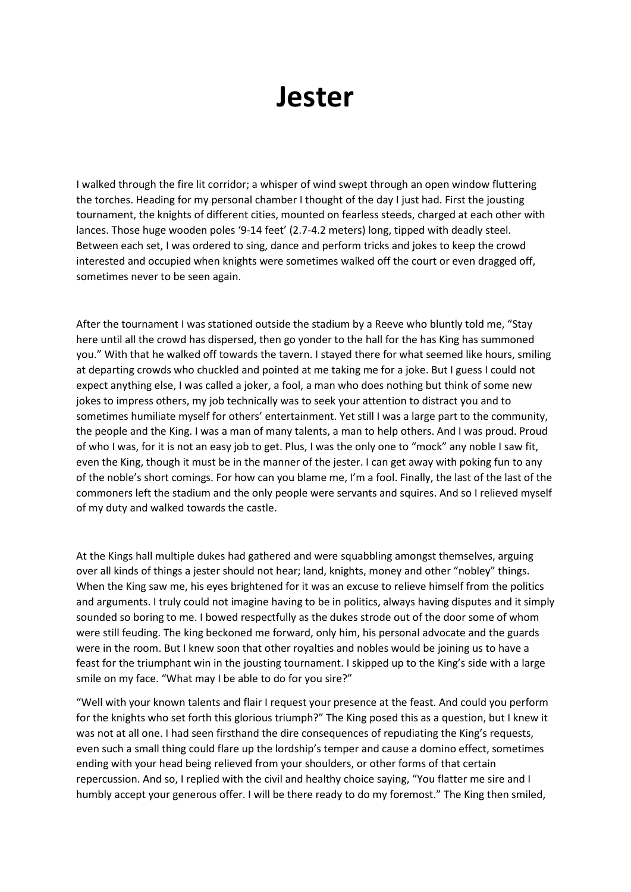# Jester

I walked through the fire lit corridor; a whisper of wind swept through an open window fluttering the torches. Heading for my personal chamber I thought of the day I just had. First the jousting tournament, the knights of different cities, mounted on fearless steeds, charged at each other with lances. Those huge wooden poles '9-14 feet' (2.7-4.2 meters) long, tipped with deadly steel. Between each set, I was ordered to sing, dance and perform tricks and jokes to keep the crowd interested and occupied when knights were sometimes walked off the court or even dragged off, sometimes never to be seen again.

After the tournament I was stationed outside the stadium by a Reeve who bluntly told me, "Stay here until all the crowd has dispersed, then go yonder to the hall for the has King has summoned you." With that he walked off towards the tavern. I stayed there for what seemed like hours, smiling at departing crowds who chuckled and pointed at me taking me for a joke. But I guess I could not expect anything else, I was called a joker, a fool, a man who does nothing but think of some new jokes to impress others, my job technically was to seek your attention to distract you and to sometimes humiliate myself for others' entertainment. Yet still I was a large part to the community, the people and the King. I was a man of many talents, a man to help others. And I was proud. Proud of who I was, for it is not an easy job to get. Plus, I was the only one to "mock" any noble I saw fit, even the King, though it must be in the manner of the jester. I can get away with poking fun to any of the noble's short comings. For how can you blame me, I'm a fool. Finally, the last of the last of the commoners left the stadium and the only people were servants and squires. And so I relieved myself of my duty and walked towards the castle.

At the Kings hall multiple dukes had gathered and were squabbling amongst themselves, arguing over all kinds of things a jester should not hear; land, knights, money and other "nobley" things. When the King saw me, his eyes brightened for it was an excuse to relieve himself from the politics and arguments. I truly could not imagine having to be in politics, always having disputes and it simply sounded so boring to me. I bowed respectfully as the dukes strode out of the door some of whom were still feuding. The king beckoned me forward, only him, his personal advocate and the guards were in the room. But I knew soon that other royalties and nobles would be joining us to have a feast for the triumphant win in the jousting tournament. I skipped up to the King's side with a large smile on my face. "What may I be able to do for you sire?"

"Well with your known talents and flair I request your presence at the feast. And could you perform for the knights who set forth this glorious triumph?" The King posed this as a question, but I knew it was not at all one. I had seen firsthand the dire consequences of repudiating the King's requests, even such a small thing could flare up the lordship's temper and cause a domino effect, sometimes ending with your head being relieved from your shoulders, or other forms of that certain repercussion. And so, I replied with the civil and healthy choice saying, "You flatter me sire and I humbly accept your generous offer. I will be there ready to do my foremost." The King then smiled,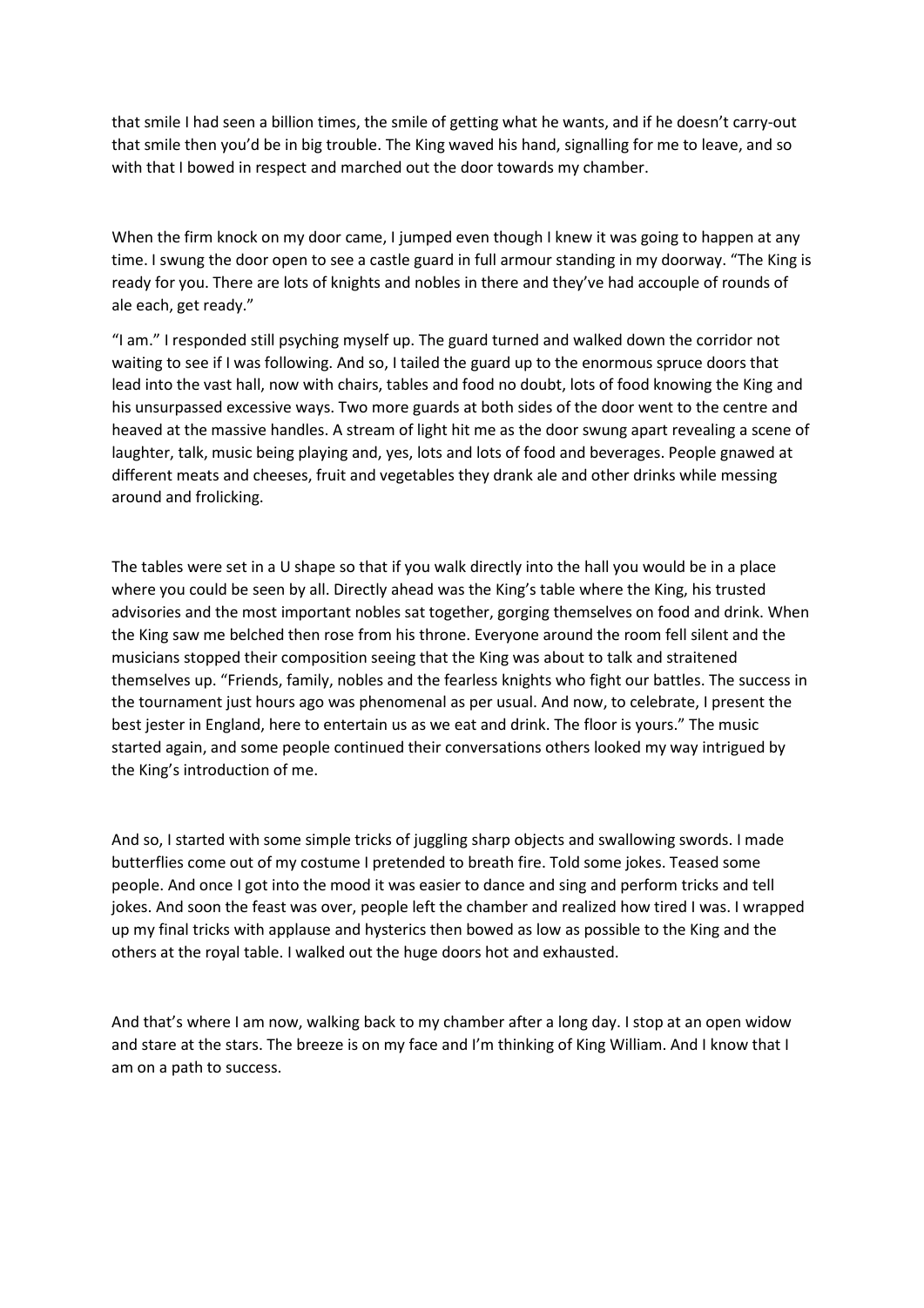that smile I had seen a billion times, the smile of getting what he wants, and if he doesn't carry-out that smile then you'd be in big trouble. The King waved his hand, signalling for me to leave, and so with that I bowed in respect and marched out the door towards my chamber.

When the firm knock on my door came, I jumped even though I knew it was going to happen at any time. I swung the door open to see a castle guard in full armour standing in my doorway. "The King is ready for you. There are lots of knights and nobles in there and they've had accouple of rounds of ale each, get ready."

"I am." I responded still psyching myself up. The guard turned and walked down the corridor not waiting to see if I was following. And so, I tailed the guard up to the enormous spruce doors that lead into the vast hall, now with chairs, tables and food no doubt, lots of food knowing the King and his unsurpassed excessive ways. Two more guards at both sides of the door went to the centre and heaved at the massive handles. A stream of light hit me as the door swung apart revealing a scene of laughter, talk, music being playing and, yes, lots and lots of food and beverages. People gnawed at different meats and cheeses, fruit and vegetables they drank ale and other drinks while messing around and frolicking.

The tables were set in a U shape so that if you walk directly into the hall you would be in a place where you could be seen by all. Directly ahead was the King's table where the King, his trusted advisories and the most important nobles sat together, gorging themselves on food and drink. When the King saw me belched then rose from his throne. Everyone around the room fell silent and the musicians stopped their composition seeing that the King was about to talk and straitened themselves up. "Friends, family, nobles and the fearless knights who fight our battles. The success in the tournament just hours ago was phenomenal as per usual. And now, to celebrate, I present the best jester in England, here to entertain us as we eat and drink. The floor is yours." The music started again, and some people continued their conversations others looked my way intrigued by the King's introduction of me.

And so, I started with some simple tricks of juggling sharp objects and swallowing swords. I made butterflies come out of my costume I pretended to breath fire. Told some jokes. Teased some people. And once I got into the mood it was easier to dance and sing and perform tricks and tell jokes. And soon the feast was over, people left the chamber and realized how tired I was. I wrapped up my final tricks with applause and hysterics then bowed as low as possible to the King and the others at the royal table. I walked out the huge doors hot and exhausted.

And that's where I am now, walking back to my chamber after a long day. I stop at an open widow and stare at the stars. The breeze is on my face and I'm thinking of King William. And I know that I am on a path to success.